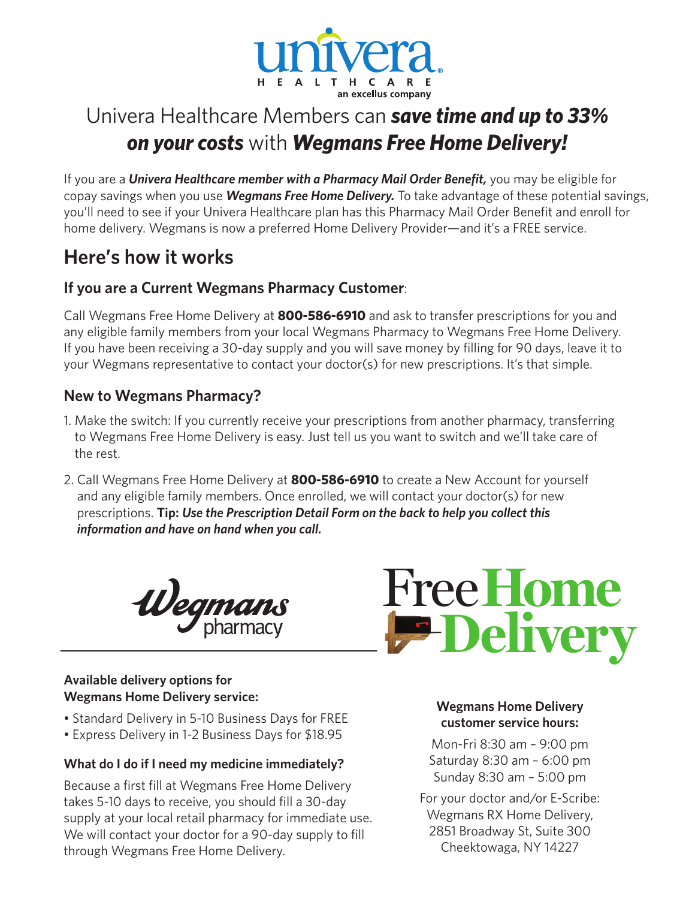univera HEALTHCARE
an excellus company

# Univera Healthcare Members can ***save time and up to 33% on your costs*** with ***Wegmans Free Home Delivery!***

If you are a ***Univera Healthcare member with a Pharmacy Mail Order Benefit,*** you may be eligible for copay savings when you use ***Wegmans Free Home Delivery.*** To take advantage of these potential savings, you'll need to see if your Univera Healthcare plan has this Pharmacy Mail Order Benefit and enroll for home delivery. Wegmans is now a preferred Home Delivery Provider—and it's a FREE service.

## Here's how it works

### If you are a Current Wegmans Pharmacy Customer:

Call Wegmans Free Home Delivery at **800-586-6910** and ask to transfer prescriptions for you and any eligible family members from your local Wegmans Pharmacy to Wegmans Free Home Delivery. If you have been receiving a 30-day supply and you will save money by filling for 90 days, leave it to your Wegmans representative to contact your doctor(s) for new prescriptions. It's that simple.

### New to Wegmans Pharmacy?

1. Make the switch: If you currently receive your prescriptions from another pharmacy, transferring to Wegmans Free Home Delivery is easy. Just tell us you want to switch and we'll take care of the rest.
2. Call Wegmans Free Home Delivery at **800-586-6910** to create a New Account for yourself and any eligible family members. Once enrolled, we will contact your doctor(s) for new prescriptions. **Tip:** ***Use the Prescription Detail Form on the back to help you collect this information and have on hand when you call.***

Wegmans pharmacy

Free Home Delivery

**Available delivery options for Wegmans Home Delivery service:**

- Standard Delivery in 5-10 Business Days for FREE
- Express Delivery in 1-2 Business Days for $18.95

**What do I do if I need my medicine immediately?**

Because a first fill at Wegmans Free Home Delivery takes 5-10 days to receive, you should fill a 30-day supply at your local retail pharmacy for immediate use. We will contact your doctor for a 90-day supply to fill through Wegmans Free Home Delivery.

**Wegmans Home Delivery customer service hours:**

Mon-Fri 8:30 am – 9:00 pm
Saturday 8:30 am – 6:00 pm
Sunday 8:30 am – 5:00 pm

For your doctor and/or E-Scribe:
Wegmans RX Home Delivery,
2851 Broadway St, Suite 300
Cheektowaga, NY 14227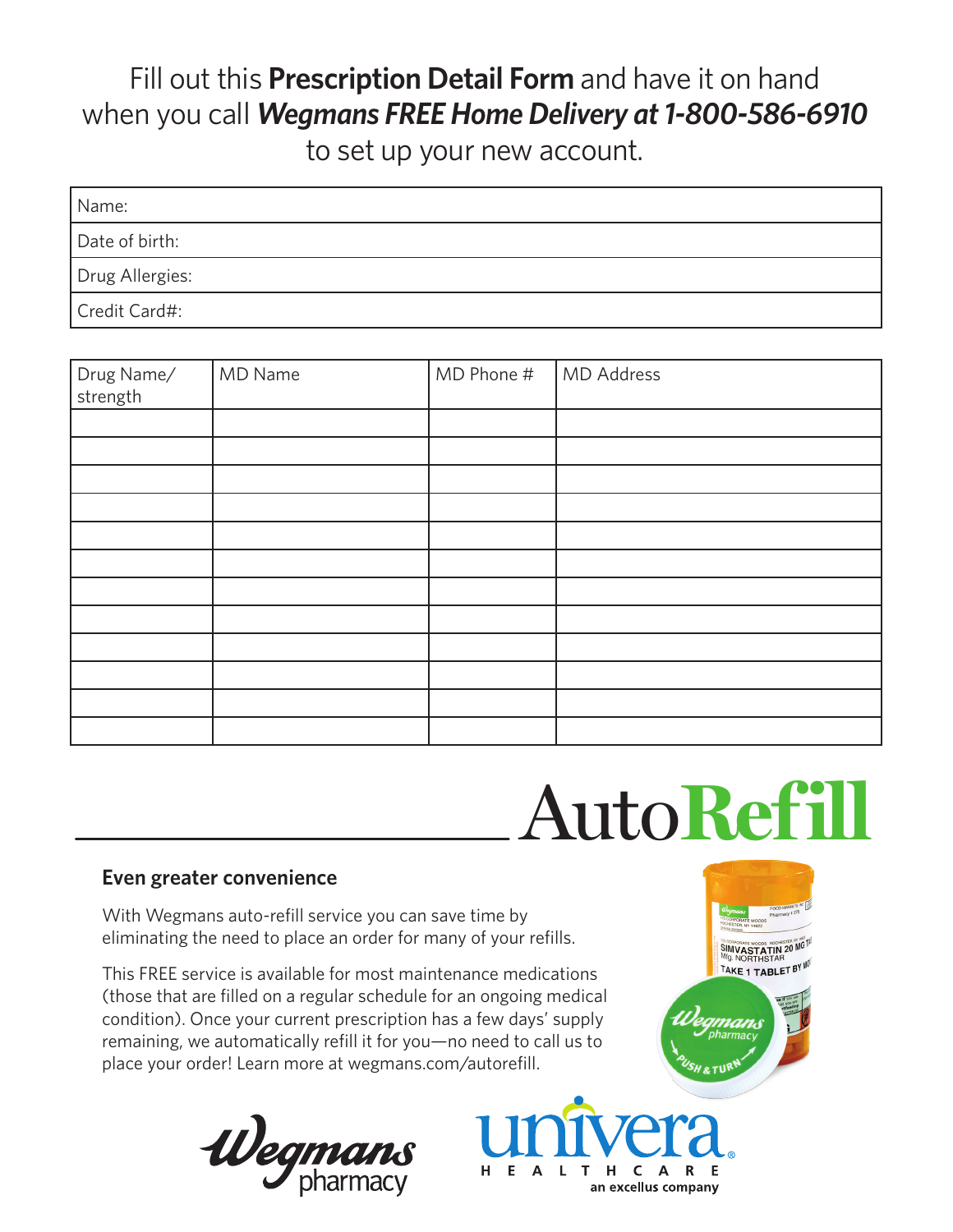Fill out this **Prescription Detail Form** and have it on hand when you call ***Wegmans FREE Home Delivery at 1-800-586-6910*** to set up your new account.

| | |
|---|---|
| Name: | |
| Date of birth: | |
| Drug Allergies: | |
| Credit Card#: | |

| Drug Name/ strength | MD Name | MD Phone # | MD Address |
|---|---|---|---|
| | | | |
| | | | |
| | | | |
| | | | |
| | | | |
| | | | |
| | | | |
| | | | |
| | | | |
| | | | |
| | | | |
| | | | |

# AutoRefill

**Even greater convenience**

With Wegmans auto-refill service you can save time by eliminating the need to place an order for many of your refills.

This FREE service is available for most maintenance medications (those that are filled on a regular schedule for an ongoing medical condition). Once your current prescription has a few days' supply remaining, we automatically refill it for you—no need to call us to place your order! Learn more at wegmans.com/autorefill.

Wegmans pharmacy

univera HEALTHCARE an excellus company